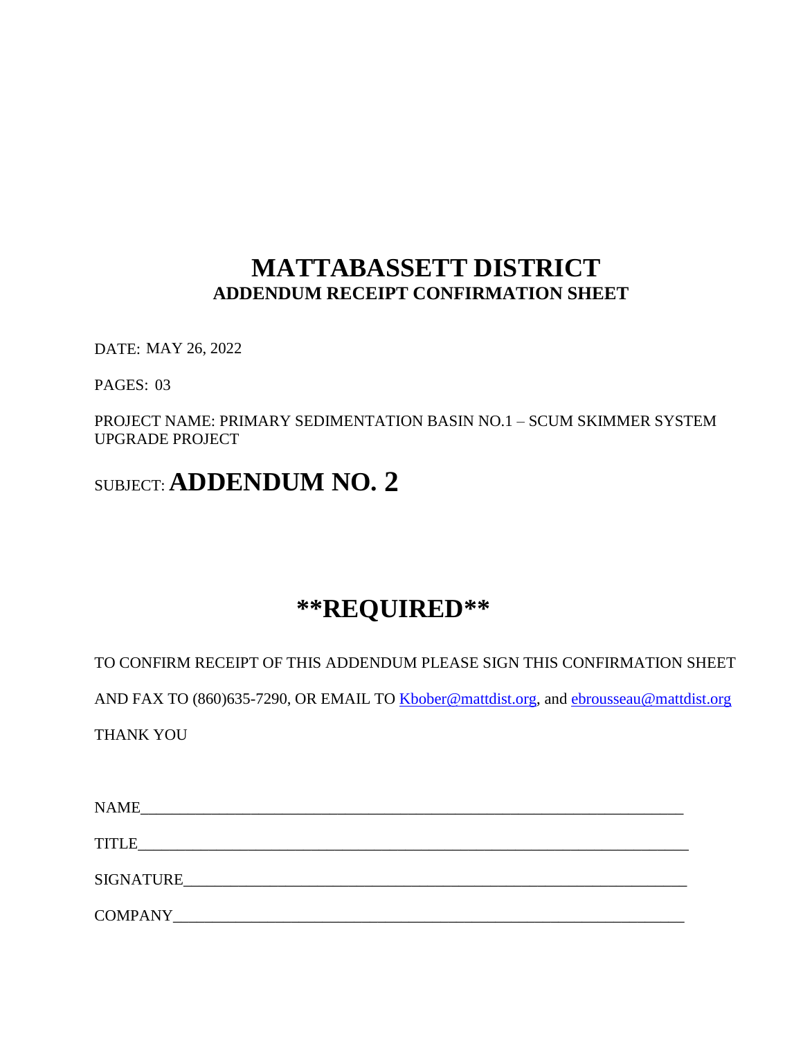# MATTABASSETT DISTRICT

## ADDENDUM RECEIPT CONFIRMATION SHEET

DATE: MAY 26, 2022

PAGES: 03

PROJECT NAME: PRIMARY SEDIMENTATION BASIN NO.1 – SCUM SKIMMER SYSTEM UPGRADE PROJECT

SUBJECT: **ADDENDUM NO. 2**

# **\*\*REQUIRED\*\***

TO CONFIRM RECEIPT OF THIS ADDENDUM PLEASE SIGN THIS CONFIRMATION SHEET

AND FAX TO (860)635-7290, OR EMAIL TO Kbober@mattdist.org, and ebrousseau@mattdist.org

THANK YOU

NAME\_\_\_\_\_\_\_\_\_\_\_\_\_\_\_\_\_\_\_\_\_\_\_\_\_\_\_\_\_\_\_\_\_\_\_\_\_\_\_\_\_\_\_\_\_\_\_\_\_\_\_\_\_\_\_\_\_\_\_\_

TITLE\_\_\_\_\_\_\_\_\_\_\_\_\_\_\_\_\_\_\_\_\_\_\_\_\_\_\_\_\_\_\_\_\_\_\_\_\_\_\_\_\_\_\_\_\_\_\_\_\_\_\_\_\_\_\_\_\_\_\_\_\_

SIGNATURE\_\_\_\_\_\_\_\_\_\_\_\_\_\_\_\_\_\_\_\_\_\_\_\_\_\_\_\_\_\_\_\_\_\_\_\_\_\_\_\_\_\_\_\_\_\_\_\_\_\_\_\_\_\_\_\_

COMPANY\_\_\_\_\_\_\_\_\_\_\_\_\_\_\_\_\_\_\_\_\_\_\_\_\_\_\_\_\_\_\_\_\_\_\_\_\_\_\_\_\_\_\_\_\_\_\_\_\_\_\_\_\_\_\_\_\_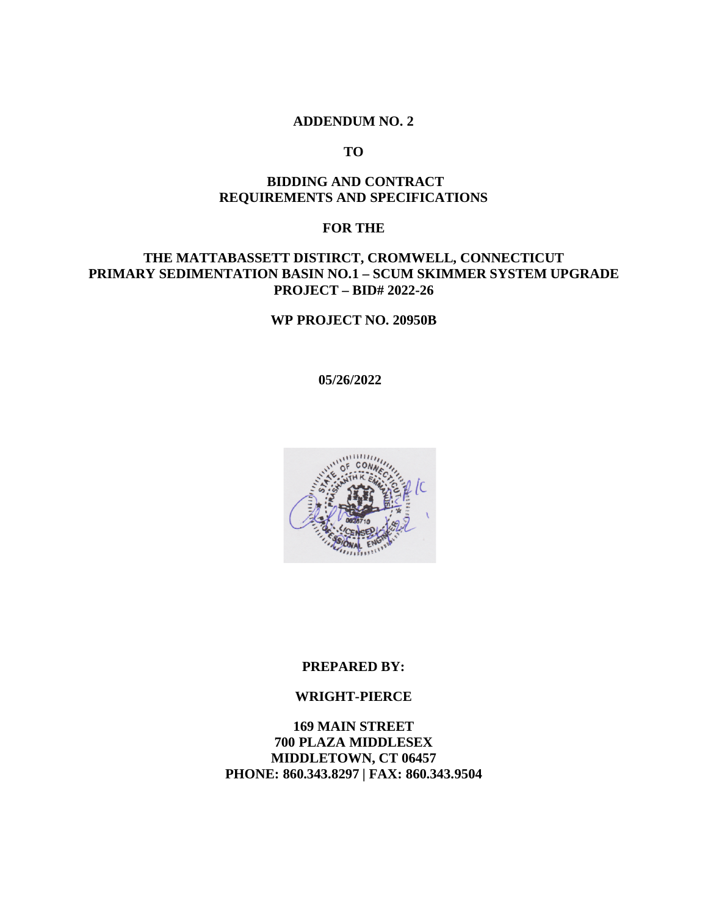**ADDENDUM NO. 2**

**TO**

**BIDDING AND CONTRACT REQUIREMENTS AND SPECIFICATIONS**

**FOR THE**

**THE MATTABASSETT DISTIRCT, CROMWELL, CONNECTICUT PRIMARY SEDIMENTATION BASIN NO.1 – SCUM SKIMMER SYSTEM UPGRADE PROJECT – BID# 2022-26**

**WP PROJECT NO. 20950B**

**05/26/2022**

**PREPARED BY:**

**WRIGHT-PIERCE**

**169 MAIN STREET**
**700 PLAZA MIDDLESEX**
**MIDDLETOWN, CT 06457**
**PHONE: 860.343.8297 | FAX: 860.343.9504**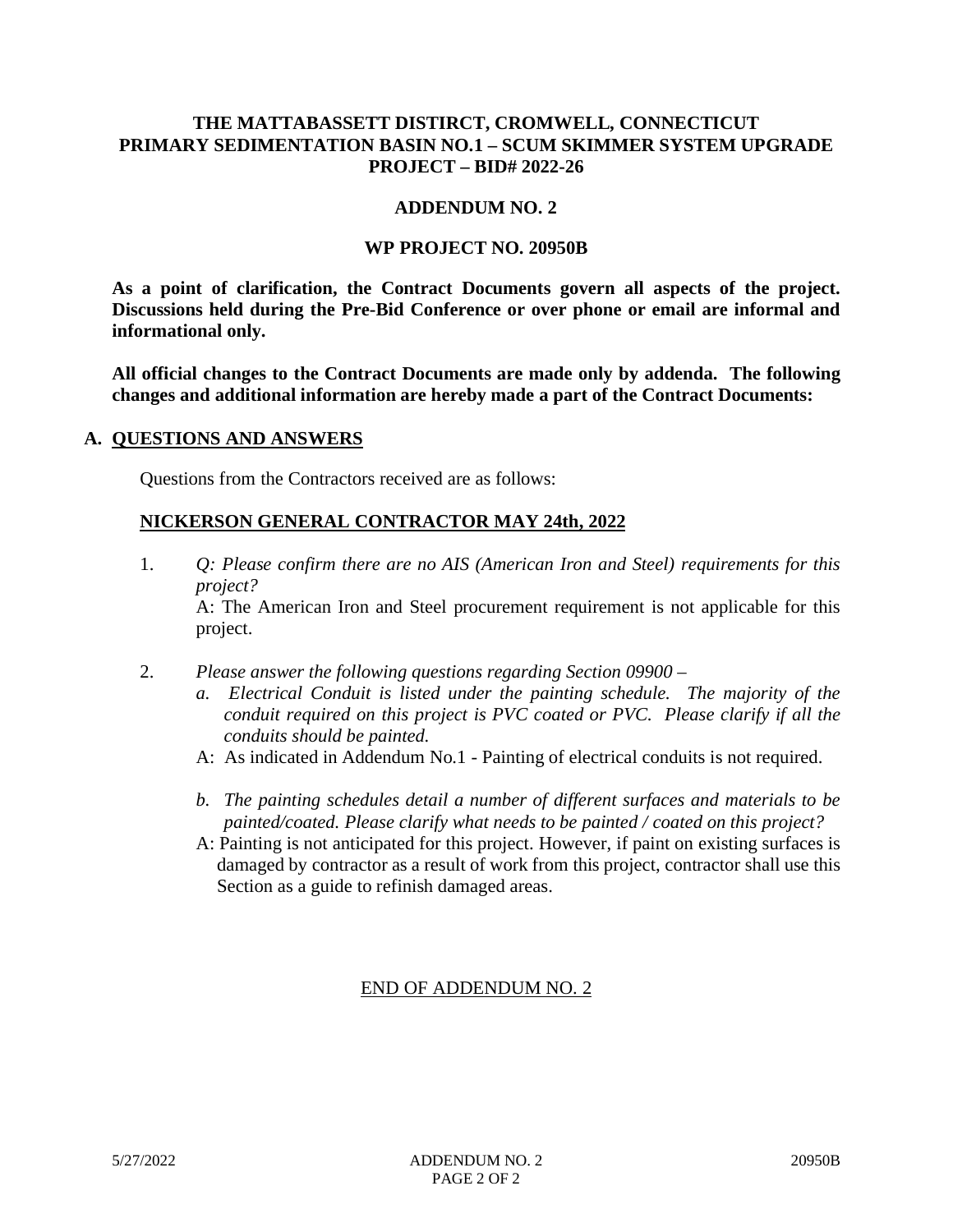**THE MATTABASSETT DISTIRCT, CROMWELL, CONNECTICUT**
**PRIMARY SEDIMENTATION BASIN NO.1 – SCUM SKIMMER SYSTEM UPGRADE PROJECT – BID# 2022-26**

**ADDENDUM NO. 2**

**WP PROJECT NO. 20950B**

**As a point of clarification, the Contract Documents govern all aspects of the project. Discussions held during the Pre-Bid Conference or over phone or email are informal and informational only.**

**All official changes to the Contract Documents are made only by addenda. The following changes and additional information are hereby made a part of the Contract Documents:**

## A. QUESTIONS AND ANSWERS

Questions from the Contractors received are as follows:

### NICKERSON GENERAL CONTRACTOR MAY 24th, 2022

1. *Q: Please confirm there are no AIS (American Iron and Steel) requirements for this project?*
   A: The American Iron and Steel procurement requirement is not applicable for this project.

2. *Please answer the following questions regarding Section 09900 –*
   *a. Electrical Conduit is listed under the painting schedule. The majority of the conduit required on this project is PVC coated or PVC. Please clarify if all the conduits should be painted.*
   A: As indicated in Addendum No.1 - Painting of electrical conduits is not required.

   *b. The painting schedules detail a number of different surfaces and materials to be painted/coated. Please clarify what needs to be painted / coated on this project?*
   A: Painting is not anticipated for this project. However, if paint on existing surfaces is damaged by contractor as a result of work from this project, contractor shall use this Section as a guide to refinish damaged areas.

END OF ADDENDUM NO. 2